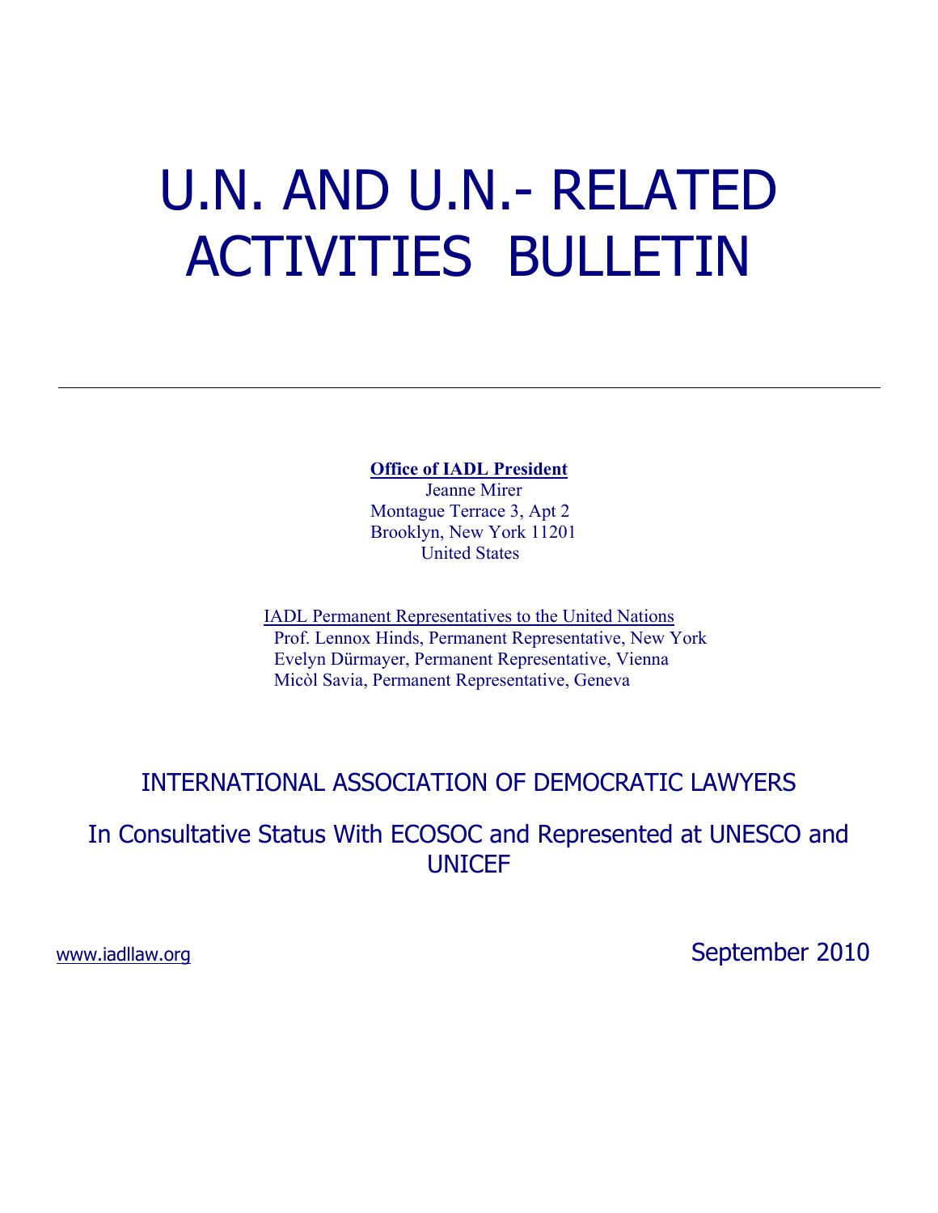# U.N. AND U.N.- RELATED ACTIVITIES BULLETIN

---

**Office of IADL President**
Jeanne Mirer
Montague Terrace 3, Apt 2
Brooklyn, New York 11201
United States

IADL Permanent Representatives to the United Nations
Prof. Lennox Hinds, Permanent Representative, New York
Evelyn Dürmayer, Permanent Representative, Vienna
Micòl Savia, Permanent Representative, Geneva

## INTERNATIONAL ASSOCIATION OF DEMOCRATIC LAWYERS

In Consultative Status With ECOSOC and Represented at UNESCO and UNICEF

www.iadllaw.org

September 2010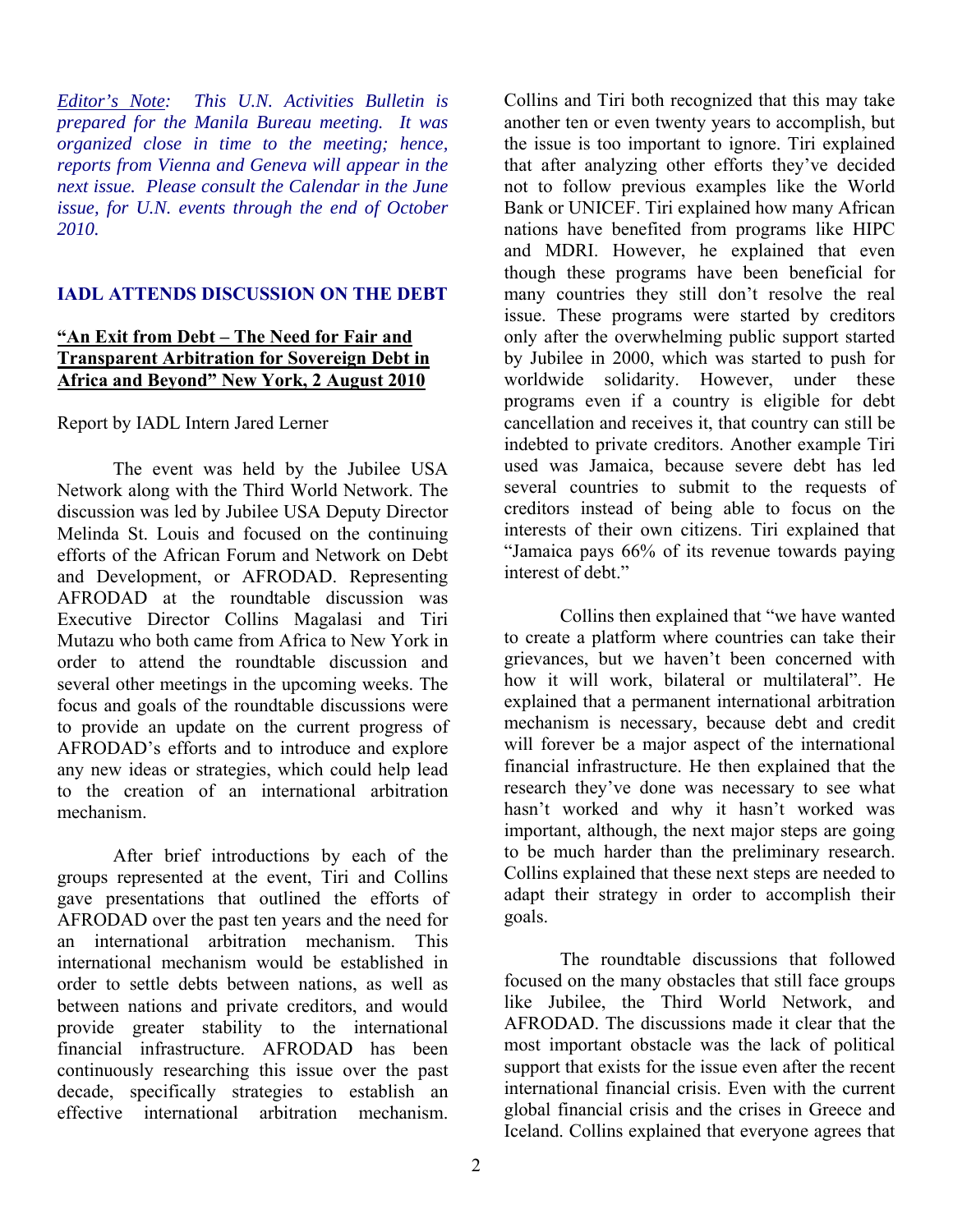*Editor's Note: This U.N. Activities Bulletin is prepared for the Manila Bureau meeting. It was organized close in time to the meeting; hence, reports from Vienna and Geneva will appear in the next issue. Please consult the Calendar in the June issue, for U.N. events through the end of October 2010.*

## IADL ATTENDS DISCUSSION ON THE DEBT

### "An Exit from Debt – The Need for Fair and Transparent Arbitration for Sovereign Debt in Africa and Beyond" New York, 2 August 2010

Report by IADL Intern Jared Lerner

The event was held by the Jubilee USA Network along with the Third World Network. The discussion was led by Jubilee USA Deputy Director Melinda St. Louis and focused on the continuing efforts of the African Forum and Network on Debt and Development, or AFRODAD. Representing AFRODAD at the roundtable discussion was Executive Director Collins Magalasi and Tiri Mutazu who both came from Africa to New York in order to attend the roundtable discussion and several other meetings in the upcoming weeks. The focus and goals of the roundtable discussions were to provide an update on the current progress of AFRODAD's efforts and to introduce and explore any new ideas or strategies, which could help lead to the creation of an international arbitration mechanism.

After brief introductions by each of the groups represented at the event, Tiri and Collins gave presentations that outlined the efforts of AFRODAD over the past ten years and the need for an international arbitration mechanism. This international mechanism would be established in order to settle debts between nations, as well as between nations and private creditors, and would provide greater stability to the international financial infrastructure. AFRODAD has been continuously researching this issue over the past decade, specifically strategies to establish an effective international arbitration mechanism. Collins and Tiri both recognized that this may take another ten or even twenty years to accomplish, but the issue is too important to ignore. Tiri explained that after analyzing other efforts they've decided not to follow previous examples like the World Bank or UNICEF. Tiri explained how many African nations have benefited from programs like HIPC and MDRI. However, he explained that even though these programs have been beneficial for many countries they still don't resolve the real issue. These programs were started by creditors only after the overwhelming public support started by Jubilee in 2000, which was started to push for worldwide solidarity. However, under these programs even if a country is eligible for debt cancellation and receives it, that country can still be indebted to private creditors. Another example Tiri used was Jamaica, because severe debt has led several countries to submit to the requests of creditors instead of being able to focus on the interests of their own citizens. Tiri explained that "Jamaica pays 66% of its revenue towards paying interest of debt."

Collins then explained that "we have wanted to create a platform where countries can take their grievances, but we haven't been concerned with how it will work, bilateral or multilateral". He explained that a permanent international arbitration mechanism is necessary, because debt and credit will forever be a major aspect of the international financial infrastructure. He then explained that the research they've done was necessary to see what hasn't worked and why it hasn't worked was important, although, the next major steps are going to be much harder than the preliminary research. Collins explained that these next steps are needed to adapt their strategy in order to accomplish their goals.

The roundtable discussions that followed focused on the many obstacles that still face groups like Jubilee, the Third World Network, and AFRODAD. The discussions made it clear that the most important obstacle was the lack of political support that exists for the issue even after the recent international financial crisis. Even with the current global financial crisis and the crises in Greece and Iceland. Collins explained that everyone agrees that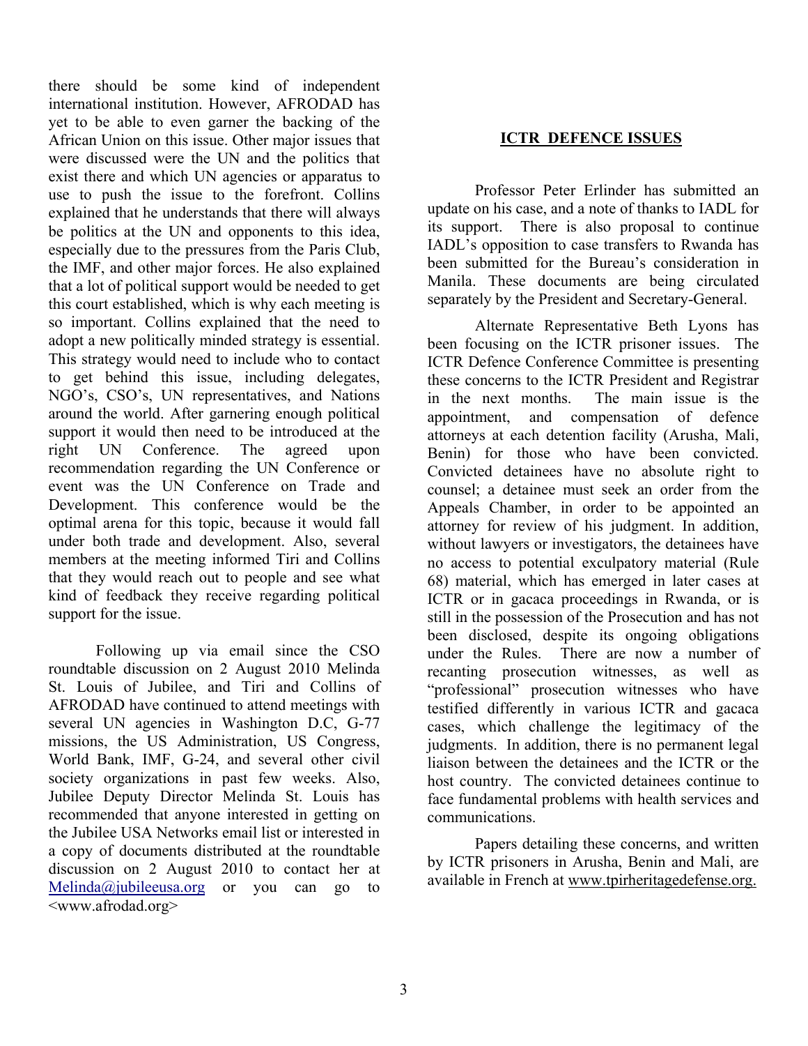there should be some kind of independent international institution. However, AFRODAD has yet to be able to even garner the backing of the African Union on this issue. Other major issues that were discussed were the UN and the politics that exist there and which UN agencies or apparatus to use to push the issue to the forefront. Collins explained that he understands that there will always be politics at the UN and opponents to this idea, especially due to the pressures from the Paris Club, the IMF, and other major forces. He also explained that a lot of political support would be needed to get this court established, which is why each meeting is so important. Collins explained that the need to adopt a new politically minded strategy is essential. This strategy would need to include who to contact to get behind this issue, including delegates, NGO's, CSO's, UN representatives, and Nations around the world. After garnering enough political support it would then need to be introduced at the right UN Conference. The agreed upon recommendation regarding the UN Conference or event was the UN Conference on Trade and Development. This conference would be the optimal arena for this topic, because it would fall under both trade and development. Also, several members at the meeting informed Tiri and Collins that they would reach out to people and see what kind of feedback they receive regarding political support for the issue.

Following up via email since the CSO roundtable discussion on 2 August 2010 Melinda St. Louis of Jubilee, and Tiri and Collins of AFRODAD have continued to attend meetings with several UN agencies in Washington D.C, G-77 missions, the US Administration, US Congress, World Bank, IMF, G-24, and several other civil society organizations in past few weeks. Also, Jubilee Deputy Director Melinda St. Louis has recommended that anyone interested in getting on the Jubilee USA Networks email list or interested in a copy of documents distributed at the roundtable discussion on 2 August 2010 to contact her at Melinda@jubileeusa.org or you can go to <www.afrodad.org>

## ICTR DEFENCE ISSUES

Professor Peter Erlinder has submitted an update on his case, and a note of thanks to IADL for its support. There is also proposal to continue IADL's opposition to case transfers to Rwanda has been submitted for the Bureau's consideration in Manila. These documents are being circulated separately by the President and Secretary-General.

Alternate Representative Beth Lyons has been focusing on the ICTR prisoner issues. The ICTR Defence Conference Committee is presenting these concerns to the ICTR President and Registrar in the next months. The main issue is the appointment, and compensation of defence attorneys at each detention facility (Arusha, Mali, Benin) for those who have been convicted. Convicted detainees have no absolute right to counsel; a detainee must seek an order from the Appeals Chamber, in order to be appointed an attorney for review of his judgment. In addition, without lawyers or investigators, the detainees have no access to potential exculpatory material (Rule 68) material, which has emerged in later cases at ICTR or in gacaca proceedings in Rwanda, or is still in the possession of the Prosecution and has not been disclosed, despite its ongoing obligations under the Rules. There are now a number of recanting prosecution witnesses, as well as "professional" prosecution witnesses who have testified differently in various ICTR and gacaca cases, which challenge the legitimacy of the judgments. In addition, there is no permanent legal liaison between the detainees and the ICTR or the host country. The convicted detainees continue to face fundamental problems with health services and communications.

Papers detailing these concerns, and written by ICTR prisoners in Arusha, Benin and Mali, are available in French at www.tpirheritagedefense.org.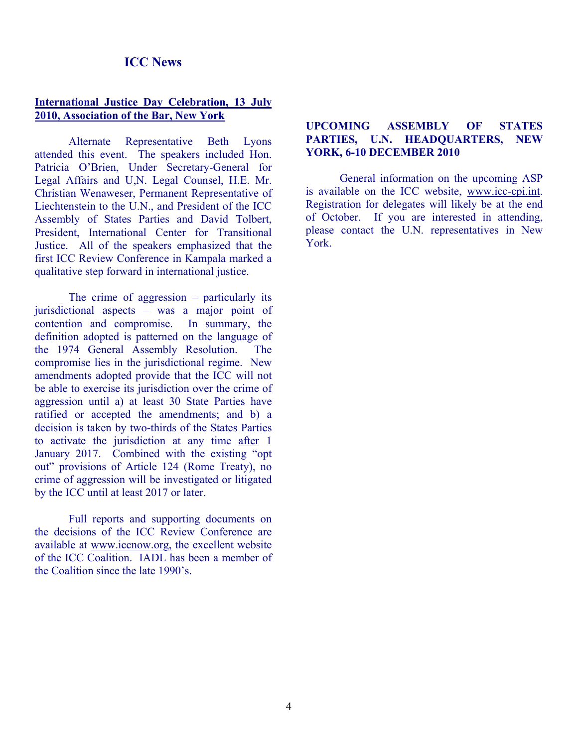# ICC News

## International Justice Day Celebration, 13 July 2010, Association of the Bar, New York

Alternate Representative Beth Lyons attended this event. The speakers included Hon. Patricia O'Brien, Under Secretary-General for Legal Affairs and U,N. Legal Counsel, H.E. Mr. Christian Wenaweser, Permanent Representative of Liechtenstein to the U.N., and President of the ICC Assembly of States Parties and David Tolbert, President, International Center for Transitional Justice. All of the speakers emphasized that the first ICC Review Conference in Kampala marked a qualitative step forward in international justice.

The crime of aggression – particularly its jurisdictional aspects – was a major point of contention and compromise. In summary, the definition adopted is patterned on the language of the 1974 General Assembly Resolution. The compromise lies in the jurisdictional regime. New amendments adopted provide that the ICC will not be able to exercise its jurisdiction over the crime of aggression until a) at least 30 State Parties have ratified or accepted the amendments; and b) a decision is taken by two-thirds of the States Parties to activate the jurisdiction at any time after 1 January 2017. Combined with the existing "opt out" provisions of Article 124 (Rome Treaty), no crime of aggression will be investigated or litigated by the ICC until at least 2017 or later.

Full reports and supporting documents on the decisions of the ICC Review Conference are available at www.iccnow.org, the excellent website of the ICC Coalition. IADL has been a member of the Coalition since the late 1990's.

## UPCOMING ASSEMBLY OF STATES PARTIES, U.N. HEADQUARTERS, NEW YORK, 6-10 DECEMBER 2010

General information on the upcoming ASP is available on the ICC website, www.icc-cpi.int. Registration for delegates will likely be at the end of October. If you are interested in attending, please contact the U.N. representatives in New York.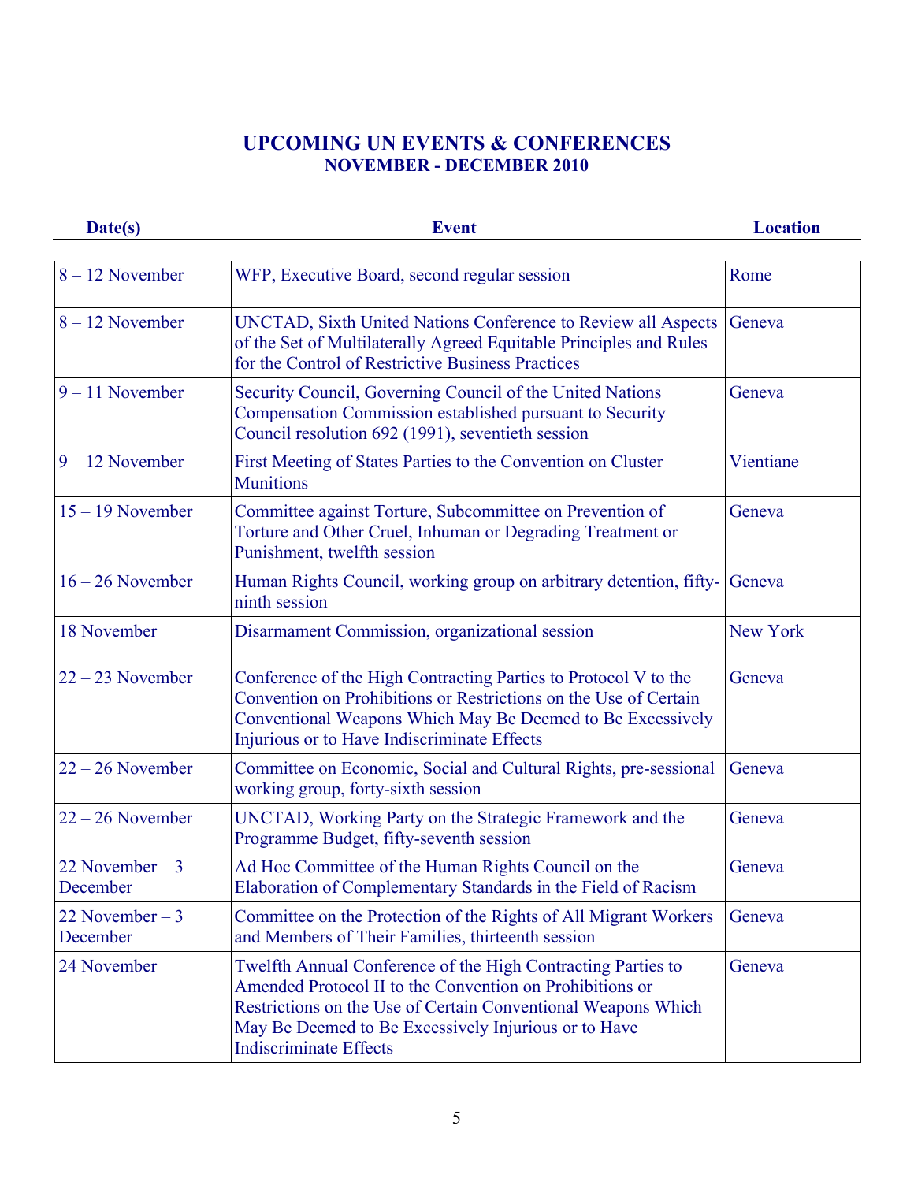# UPCOMING UN EVENTS & CONFERENCES

## NOVEMBER - DECEMBER 2010

| Date(s) | Event | Location |
|---|---|---|
| 8 – 12 November | WFP, Executive Board, second regular session | Rome |
| 8 – 12 November | UNCTAD, Sixth United Nations Conference to Review all Aspects of the Set of Multilaterally Agreed Equitable Principles and Rules for the Control of Restrictive Business Practices | Geneva |
| 9 – 11 November | Security Council, Governing Council of the United Nations Compensation Commission established pursuant to Security Council resolution 692 (1991), seventieth session | Geneva |
| 9 – 12 November | First Meeting of States Parties to the Convention on Cluster Munitions | Vientiane |
| 15 – 19 November | Committee against Torture, Subcommittee on Prevention of Torture and Other Cruel, Inhuman or Degrading Treatment or Punishment, twelfth session | Geneva |
| 16 – 26 November | Human Rights Council, working group on arbitrary detention, fifty-ninth session | Geneva |
| 18 November | Disarmament Commission, organizational session | New York |
| 22 – 23 November | Conference of the High Contracting Parties to Protocol V to the Convention on Prohibitions or Restrictions on the Use of Certain Conventional Weapons Which May Be Deemed to Be Excessively Injurious or to Have Indiscriminate Effects | Geneva |
| 22 – 26 November | Committee on Economic, Social and Cultural Rights, pre-sessional working group, forty-sixth session | Geneva |
| 22 – 26 November | UNCTAD, Working Party on the Strategic Framework and the Programme Budget, fifty-seventh session | Geneva |
| 22 November – 3 December | Ad Hoc Committee of the Human Rights Council on the Elaboration of Complementary Standards in the Field of Racism | Geneva |
| 22 November – 3 December | Committee on the Protection of the Rights of All Migrant Workers and Members of Their Families, thirteenth session | Geneva |
| 24 November | Twelfth Annual Conference of the High Contracting Parties to Amended Protocol II to the Convention on Prohibitions or Restrictions on the Use of Certain Conventional Weapons Which May Be Deemed to Be Excessively Injurious or to Have Indiscriminate Effects | Geneva |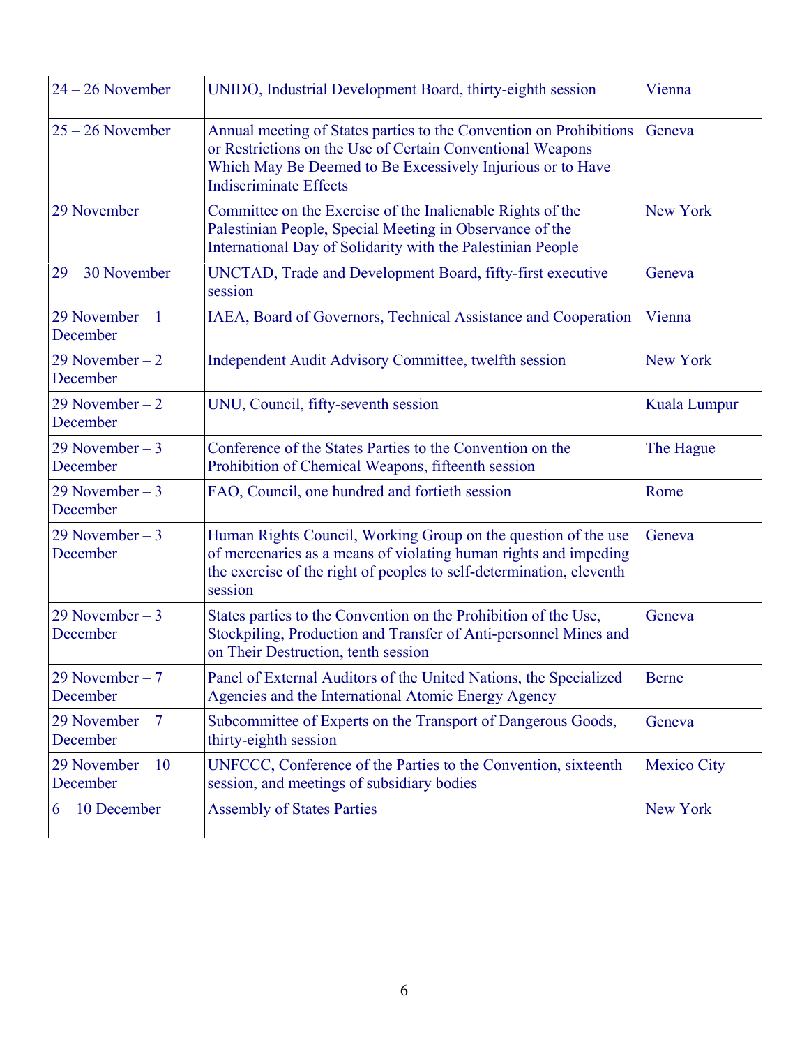| | | |
|---|---|---|
| 24 – 26 November | UNIDO, Industrial Development Board, thirty-eighth session | Vienna |
| 25 – 26 November | Annual meeting of States parties to the Convention on Prohibitions or Restrictions on the Use of Certain Conventional Weapons Which May Be Deemed to Be Excessively Injurious or to Have Indiscriminate Effects | Geneva |
| 29 November | Committee on the Exercise of the Inalienable Rights of the Palestinian People, Special Meeting in Observance of the International Day of Solidarity with the Palestinian People | New York |
| 29 – 30 November | UNCTAD, Trade and Development Board, fifty-first executive session | Geneva |
| 29 November – 1 December | IAEA, Board of Governors, Technical Assistance and Cooperation | Vienna |
| 29 November – 2 December | Independent Audit Advisory Committee, twelfth session | New York |
| 29 November – 2 December | UNU, Council, fifty-seventh session | Kuala Lumpur |
| 29 November – 3 December | Conference of the States Parties to the Convention on the Prohibition of Chemical Weapons, fifteenth session | The Hague |
| 29 November – 3 December | FAO, Council, one hundred and fortieth session | Rome |
| 29 November – 3 December | Human Rights Council, Working Group on the question of the use of mercenaries as a means of violating human rights and impeding the exercise of the right of peoples to self-determination, eleventh session | Geneva |
| 29 November – 3 December | States parties to the Convention on the Prohibition of the Use, Stockpiling, Production and Transfer of Anti-personnel Mines and on Their Destruction, tenth session | Geneva |
| 29 November – 7 December | Panel of External Auditors of the United Nations, the Specialized Agencies and the International Atomic Energy Agency | Berne |
| 29 November – 7 December | Subcommittee of Experts on the Transport of Dangerous Goods, thirty-eighth session | Geneva |
| 29 November – 10 December | UNFCCC, Conference of the Parties to the Convention, sixteenth session, and meetings of subsidiary bodies | Mexico City |
| 6 – 10 December | Assembly of States Parties | New York |